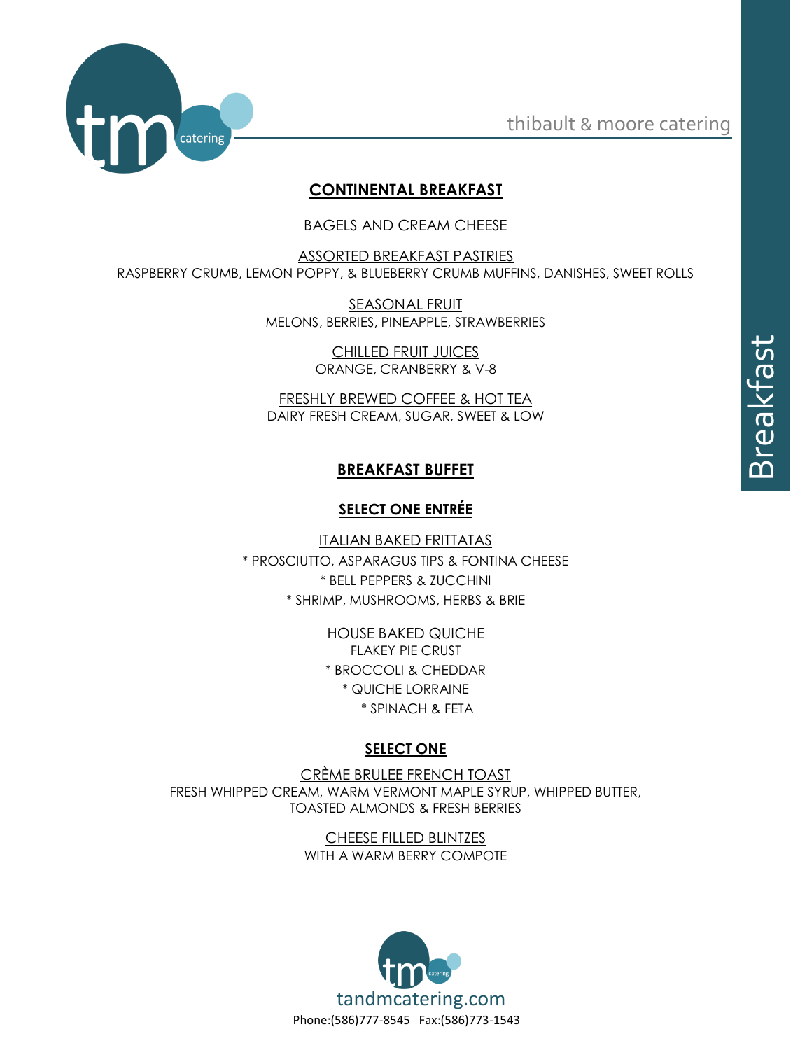thibault & moore catering

Breakfast

## CONTINENTAL BREAKFAST

BAGELS AND CREAM CHEESE

ASSORTED BREAKFAST PASTRIES
RASPBERRY CRUMB, LEMON POPPY, & BLUEBERRY CRUMB MUFFINS, DANISHES, SWEET ROLLS

SEASONAL FRUIT
MELONS, BERRIES, PINEAPPLE, STRAWBERRIES

CHILLED FRUIT JUICES
ORANGE, CRANBERRY & V-8

FRESHLY BREWED COFFEE & HOT TEA
DAIRY FRESH CREAM, SUGAR, SWEET & LOW

## BREAKFAST BUFFET

### SELECT ONE ENTRÉE

ITALIAN BAKED FRITTATAS
* PROSCIUTTO, ASPARAGUS TIPS & FONTINA CHEESE
* BELL PEPPERS & ZUCCHINI
* SHRIMP, MUSHROOMS, HERBS & BRIE

HOUSE BAKED QUICHE
FLAKEY PIE CRUST
* BROCCOLI & CHEDDAR
* QUICHE LORRAINE
* SPINACH & FETA

### SELECT ONE

CRÈME BRULEE FRENCH TOAST
FRESH WHIPPED CREAM, WARM VERMONT MAPLE SYRUP, WHIPPED BUTTER, TOASTED ALMONDS & FRESH BERRIES

CHEESE FILLED BLINTZES
WITH A WARM BERRY COMPOTE

tandmcatering.com
Phone:(586)777-8545 Fax:(586)773-1543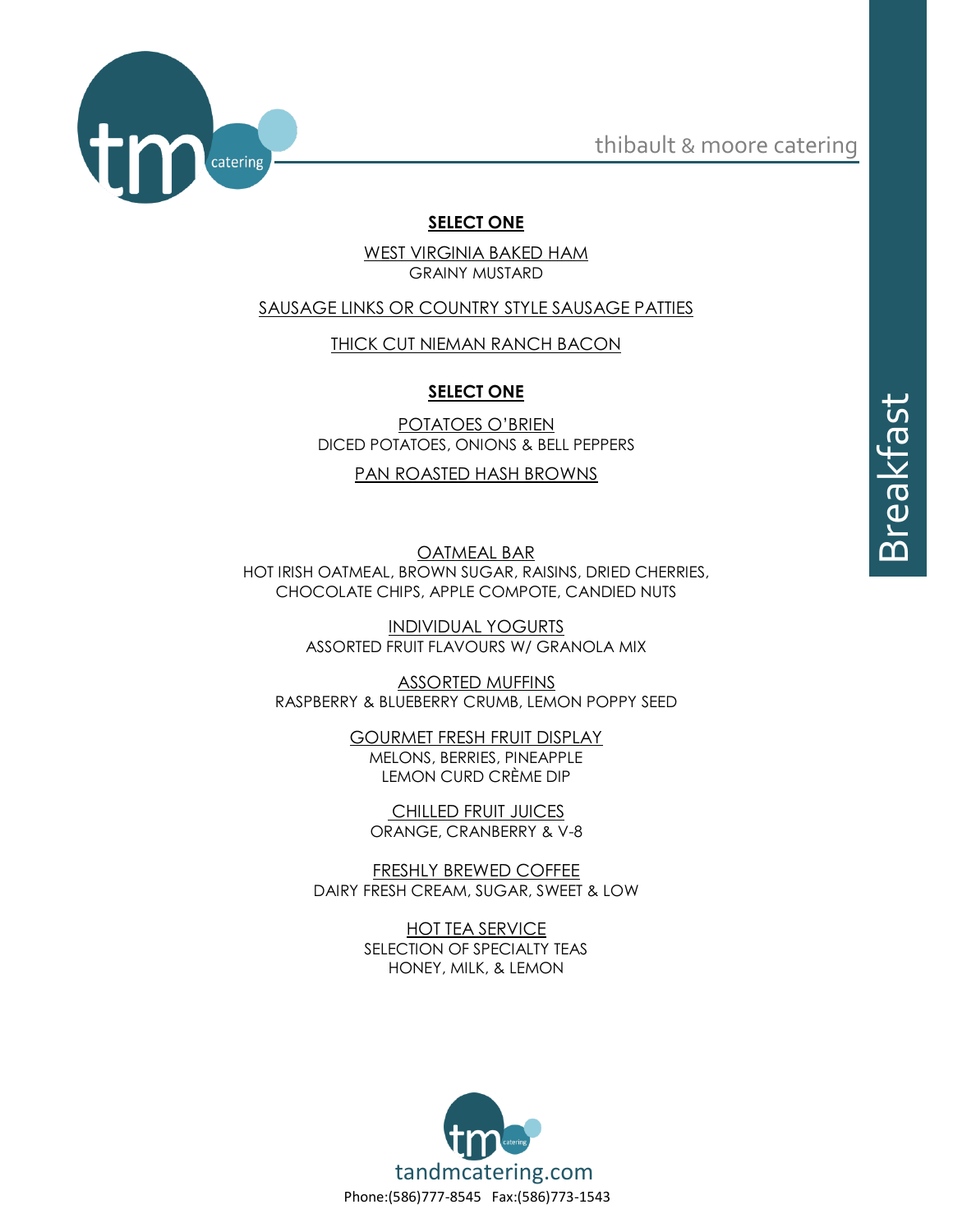**SELECT ONE**

WEST VIRGINIA BAKED HAM
GRAINY MUSTARD

SAUSAGE LINKS OR COUNTRY STYLE SAUSAGE PATTIES

THICK CUT NIEMAN RANCH BACON

**SELECT ONE**

POTATOES O'BRIEN
DICED POTATOES, ONIONS & BELL PEPPERS

PAN ROASTED HASH BROWNS

OATMEAL BAR
HOT IRISH OATMEAL, BROWN SUGAR, RAISINS, DRIED CHERRIES, CHOCOLATE CHIPS, APPLE COMPOTE, CANDIED NUTS

INDIVIDUAL YOGURTS
ASSORTED FRUIT FLAVOURS W/ GRANOLA MIX

ASSORTED MUFFINS
RASPBERRY & BLUEBERRY CRUMB, LEMON POPPY SEED

GOURMET FRESH FRUIT DISPLAY
MELONS, BERRIES, PINEAPPLE
LEMON CURD CRÈME DIP

CHILLED FRUIT JUICES
ORANGE, CRANBERRY & V-8

FRESHLY BREWED COFFEE
DAIRY FRESH CREAM, SUGAR, SWEET & LOW

HOT TEA SERVICE
SELECTION OF SPECIALTY TEAS
HONEY, MILK, & LEMON

tandmcatering.com
Phone:(586)777-8545 Fax:(586)773-1543